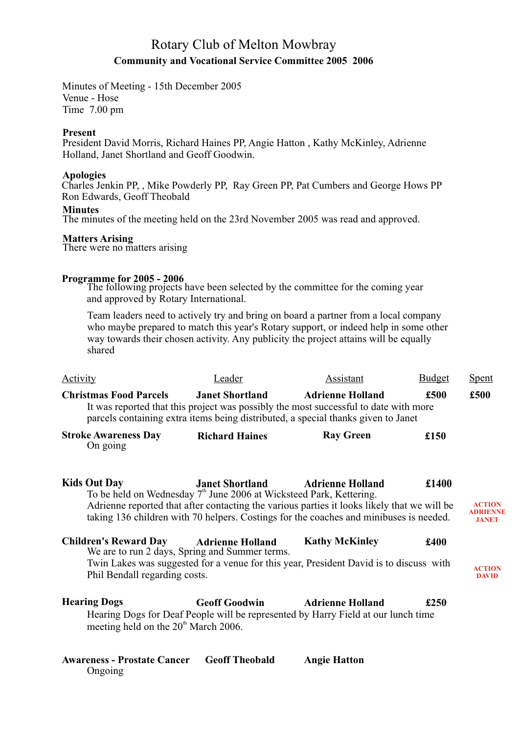# Rotary Club of Melton Mowbray

## Community and Vocational Service Committee 2005 2006

Minutes of Meeting - 15th December 2005
Venue - Hose
Time 7.00 pm

**Present**
President David Morris, Richard Haines PP, Angie Hatton , Kathy McKinley, Adrienne Holland, Janet Shortland and Geoff Goodwin.

**Apologies**
Charles Jenkin PP, , Mike Powderly PP, Ray Green PP, Pat Cumbers and George Hows PP Ron Edwards, Geoff Theobald

**Minutes**
The minutes of the meeting held on the 23rd November 2005 was read and approved.

**Matters Arising**
There were no matters arising

**Programme for 2005 - 2006**
The following projects have been selected by the committee for the coming year and approved by Rotary International.

Team leaders need to actively try and bring on board a partner from a local company who maybe prepared to match this year's Rotary support, or indeed help in some other way towards their chosen activity. Any publicity the project attains will be equally shared

| Activity | Leader | Assistant | Budget | Spent |
|---|---|---|---|---|
| **Christmas Food Parcels** | **Janet Shortland** | **Adrienne Holland** | **£500** | **£500** |

It was reported that this project was possibly the most successful to date with more parcels containing extra items being distributed, a special thanks given to Janet

| Activity | Leader | Assistant | Budget | Spent |
|---|---|---|---|---|
| **Stroke Awareness Day** | **Richard Haines** | **Ray Green** | **£150** | |

On going

| Activity | Leader | Assistant | Budget | Spent |
|---|---|---|---|---|
| **Kids Out Day** | **Janet Shortland** | **Adrienne Holland** | **£1400** | |

To be held on Wednesday 7th June 2006 at Wicksteed Park, Kettering.
Adrienne reported that after contacting the various parties it looks likely that we will be taking 136 children with 70 helpers. Costings for the coaches and minibuses is needed. **ACTION ADRIENNE JANET**

| Activity | Leader | Assistant | Budget | Spent |
|---|---|---|---|---|
| **Children's Reward Day** | **Adrienne Holland** | **Kathy McKinley** | **£400** | |

We are to run 2 days, Spring and Summer terms.
Twin Lakes was suggested for a venue for this year, President David is to discuss with Phil Bendall regarding costs. **ACTION DAVID**

| Activity | Leader | Assistant | Budget | Spent |
|---|---|---|---|---|
| **Hearing Dogs** | **Geoff Goodwin** | **Adrienne Holland** | **£250** | |

Hearing Dogs for Deaf People will be represented by Harry Field at our lunch time meeting held on the 20th March 2006.

| Activity | Leader | Assistant | Budget | Spent |
|---|---|---|---|---|
| **Awareness - Prostate Cancer** | **Geoff Theobald** | **Angie Hatton** | | |

Ongoing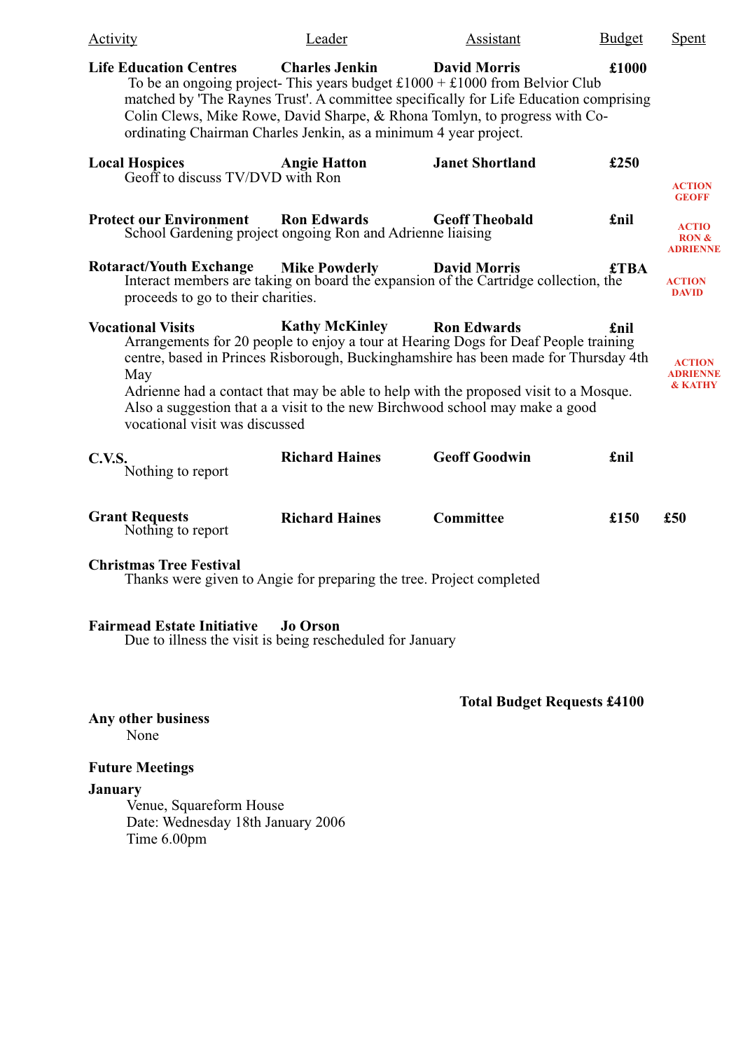| Activity | Leader | Assistant | Budget | Spent |
|---|---|---|---|---|
| **Life Education Centres** | **Charles Jenkin** | **David Morris** | **£1000** | |
| **Local Hospices** | **Angie Hatton** | **Janet Shortland** | **£250** | |
| **Protect our Environment** | **Ron Edwards** | **Geoff Theobald** | **£nil** | |
| **Rotaract/Youth Exchange** | **Mike Powderly** | **David Morris** | **£TBA** | |
| **Vocational Visits** | **Kathy McKinley** | **Ron Edwards** | **£nil** | |
| **C.V.S.** | **Richard Haines** | **Geoff Goodwin** | **£nil** | |
| **Grant Requests** | **Richard Haines** | **Committee** | **£150** | **£50** |

**Life Education Centres** — **Charles Jenkin** — **David Morris** — **£1000**

To be an ongoing project- This years budget £1000 + £1000 from Belvior Club matched by 'The Raynes Trust'. A committee specifically for Life Education comprising Colin Clews, Mike Rowe, David Sharpe, & Rhona Tomlyn, to progress with Co-ordinating Chairman Charles Jenkin, as a minimum 4 year project.

**Local Hospices** — **Angie Hatton** — **Janet Shortland** — **£250**

Geoff to discuss TV/DVD with Ron

**ACTION GEOFF**

**Protect our Environment** — **Ron Edwards** — **Geoff Theobald** — **£nil**

School Gardening project ongoing Ron and Adrienne liaising

**ACTIO RON & ADRIENNE**

**Rotaract/Youth Exchange** — **Mike Powderly** — **David Morris** — **£TBA**

Interact members are taking on board the expansion of the Cartridge collection, the proceeds to go to their charities.

**ACTION DAVID**

**Vocational Visits** — **Kathy McKinley** — **Ron Edwards** — **£nil**

Arrangements for 20 people to enjoy a tour at Hearing Dogs for Deaf People training centre, based in Princes Risborough, Buckinghamshire has been made for Thursday 4th May

Adrienne had a contact that may be able to help with the proposed visit to a Mosque. Also a suggestion that a a visit to the new Birchwood school may make a good vocational visit was discussed

**ACTION ADRIENNE & KATHY**

**C.V.S.** — **Richard Haines** — **Geoff Goodwin** — **£nil**

Nothing to report

**Grant Requests** — **Richard Haines** — **Committee** — **£150** — **£50**

Nothing to report

**Christmas Tree Festival**

Thanks were given to Angie for preparing the tree. Project completed

**Fairmead Estate Initiative** — **Jo Orson**

Due to illness the visit is being rescheduled for January

**Total Budget Requests £4100**

**Any other business**

None

**Future Meetings**

**January**

Venue, Squareform House
Date: Wednesday 18th January 2006
Time 6.00pm